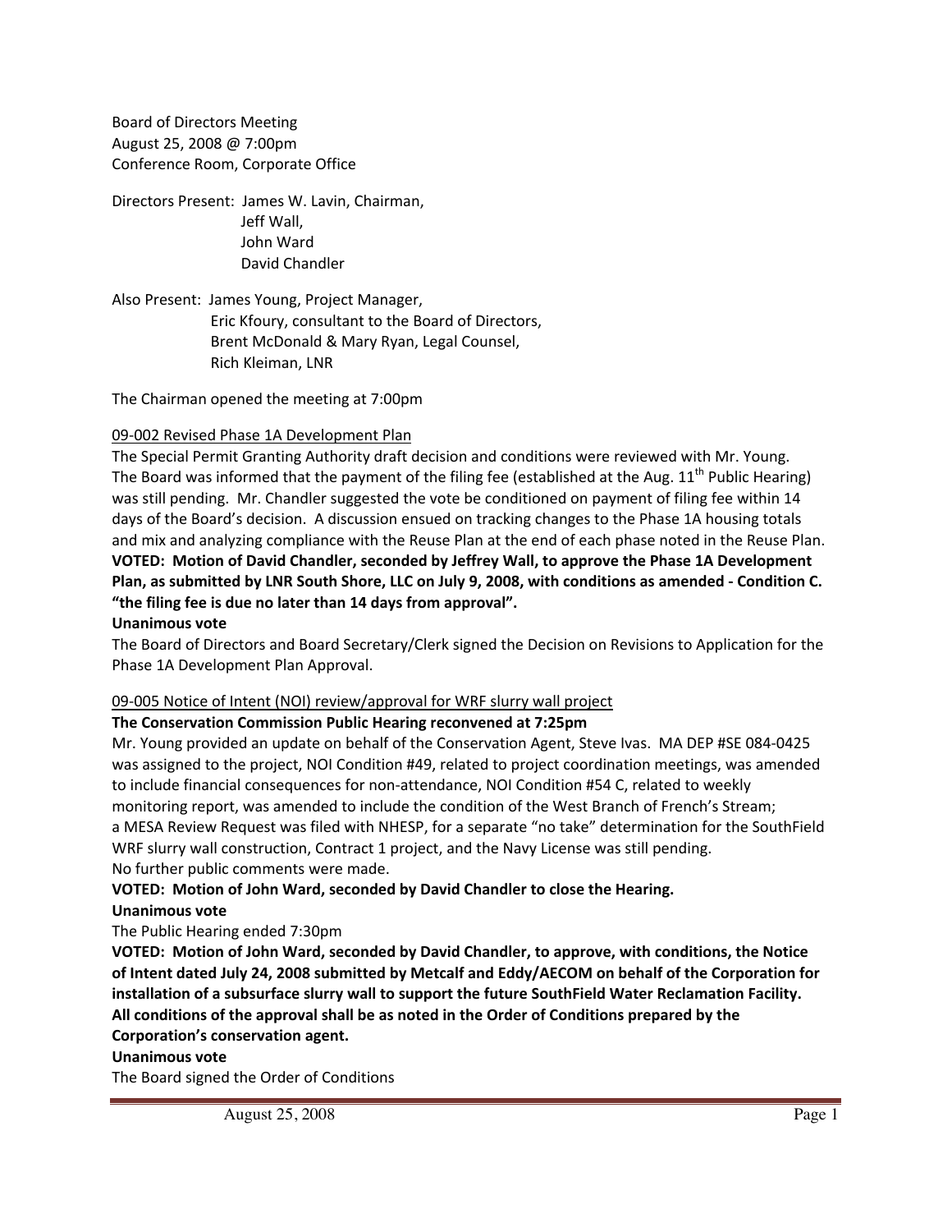Board of Directors Meeting
August 25, 2008 @ 7:00pm
Conference Room, Corporate Office

Directors Present: James W. Lavin, Chairman,
Jeff Wall,
John Ward
David Chandler

Also Present: James Young, Project Manager,
Eric Kfoury, consultant to the Board of Directors,
Brent McDonald & Mary Ryan, Legal Counsel,
Rich Kleiman, LNR

The Chairman opened the meeting at 7:00pm

09-002 Revised Phase 1A Development Plan

The Special Permit Granting Authority draft decision and conditions were reviewed with Mr. Young. The Board was informed that the payment of the filing fee (established at the Aug. 11th Public Hearing) was still pending. Mr. Chandler suggested the vote be conditioned on payment of filing fee within 14 days of the Board's decision. A discussion ensued on tracking changes to the Phase 1A housing totals and mix and analyzing compliance with the Reuse Plan at the end of each phase noted in the Reuse Plan.

**VOTED: Motion of David Chandler, seconded by Jeffrey Wall, to approve the Phase 1A Development Plan, as submitted by LNR South Shore, LLC on July 9, 2008, with conditions as amended - Condition C. "the filing fee is due no later than 14 days from approval".**

**Unanimous vote**

The Board of Directors and Board Secretary/Clerk signed the Decision on Revisions to Application for the Phase 1A Development Plan Approval.

09-005 Notice of Intent (NOI) review/approval for WRF slurry wall project

**The Conservation Commission Public Hearing reconvened at 7:25pm**

Mr. Young provided an update on behalf of the Conservation Agent, Steve Ivas. MA DEP #SE 084-0425 was assigned to the project, NOI Condition #49, related to project coordination meetings, was amended to include financial consequences for non-attendance, NOI Condition #54 C, related to weekly monitoring report, was amended to include the condition of the West Branch of French's Stream; a MESA Review Request was filed with NHESP, for a separate "no take" determination for the SouthField WRF slurry wall construction, Contract 1 project, and the Navy License was still pending.
No further public comments were made.

**VOTED: Motion of John Ward, seconded by David Chandler to close the Hearing.**

**Unanimous vote**

The Public Hearing ended 7:30pm

**VOTED: Motion of John Ward, seconded by David Chandler, to approve, with conditions, the Notice of Intent dated July 24, 2008 submitted by Metcalf and Eddy/AECOM on behalf of the Corporation for installation of a subsurface slurry wall to support the future SouthField Water Reclamation Facility. All conditions of the approval shall be as noted in the Order of Conditions prepared by the Corporation's conservation agent.**

**Unanimous vote**

The Board signed the Order of Conditions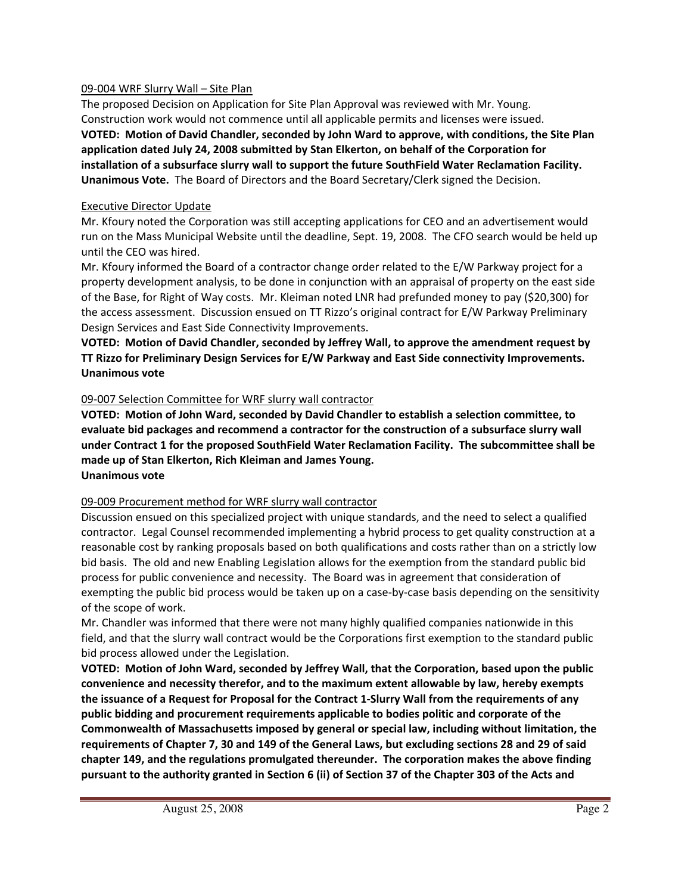09-004 WRF Slurry Wall – Site Plan

The proposed Decision on Application for Site Plan Approval was reviewed with Mr. Young. Construction work would not commence until all applicable permits and licenses were issued.

**VOTED: Motion of David Chandler, seconded by John Ward to approve, with conditions, the Site Plan application dated July 24, 2008 submitted by Stan Elkerton, on behalf of the Corporation for installation of a subsurface slurry wall to support the future SouthField Water Reclamation Facility. Unanimous Vote.** The Board of Directors and the Board Secretary/Clerk signed the Decision.

Executive Director Update

Mr. Kfoury noted the Corporation was still accepting applications for CEO and an advertisement would run on the Mass Municipal Website until the deadline, Sept. 19, 2008. The CFO search would be held up until the CEO was hired.

Mr. Kfoury informed the Board of a contractor change order related to the E/W Parkway project for a property development analysis, to be done in conjunction with an appraisal of property on the east side of the Base, for Right of Way costs. Mr. Kleiman noted LNR had prefunded money to pay ($20,300) for the access assessment. Discussion ensued on TT Rizzo's original contract for E/W Parkway Preliminary Design Services and East Side Connectivity Improvements.

**VOTED: Motion of David Chandler, seconded by Jeffrey Wall, to approve the amendment request by TT Rizzo for Preliminary Design Services for E/W Parkway and East Side connectivity Improvements. Unanimous vote**

09-007 Selection Committee for WRF slurry wall contractor

**VOTED: Motion of John Ward, seconded by David Chandler to establish a selection committee, to evaluate bid packages and recommend a contractor for the construction of a subsurface slurry wall under Contract 1 for the proposed SouthField Water Reclamation Facility. The subcommittee shall be made up of Stan Elkerton, Rich Kleiman and James Young.**
**Unanimous vote**

09-009 Procurement method for WRF slurry wall contractor

Discussion ensued on this specialized project with unique standards, and the need to select a qualified contractor. Legal Counsel recommended implementing a hybrid process to get quality construction at a reasonable cost by ranking proposals based on both qualifications and costs rather than on a strictly low bid basis. The old and new Enabling Legislation allows for the exemption from the standard public bid process for public convenience and necessity. The Board was in agreement that consideration of exempting the public bid process would be taken up on a case-by-case basis depending on the sensitivity of the scope of work.

Mr. Chandler was informed that there were not many highly qualified companies nationwide in this field, and that the slurry wall contract would be the Corporations first exemption to the standard public bid process allowed under the Legislation.

**VOTED: Motion of John Ward, seconded by Jeffrey Wall, that the Corporation, based upon the public convenience and necessity therefor, and to the maximum extent allowable by law, hereby exempts the issuance of a Request for Proposal for the Contract 1-Slurry Wall from the requirements of any public bidding and procurement requirements applicable to bodies politic and corporate of the Commonwealth of Massachusetts imposed by general or special law, including without limitation, the requirements of Chapter 7, 30 and 149 of the General Laws, but excluding sections 28 and 29 of said chapter 149, and the regulations promulgated thereunder. The corporation makes the above finding pursuant to the authority granted in Section 6 (ii) of Section 37 of the Chapter 303 of the Acts and**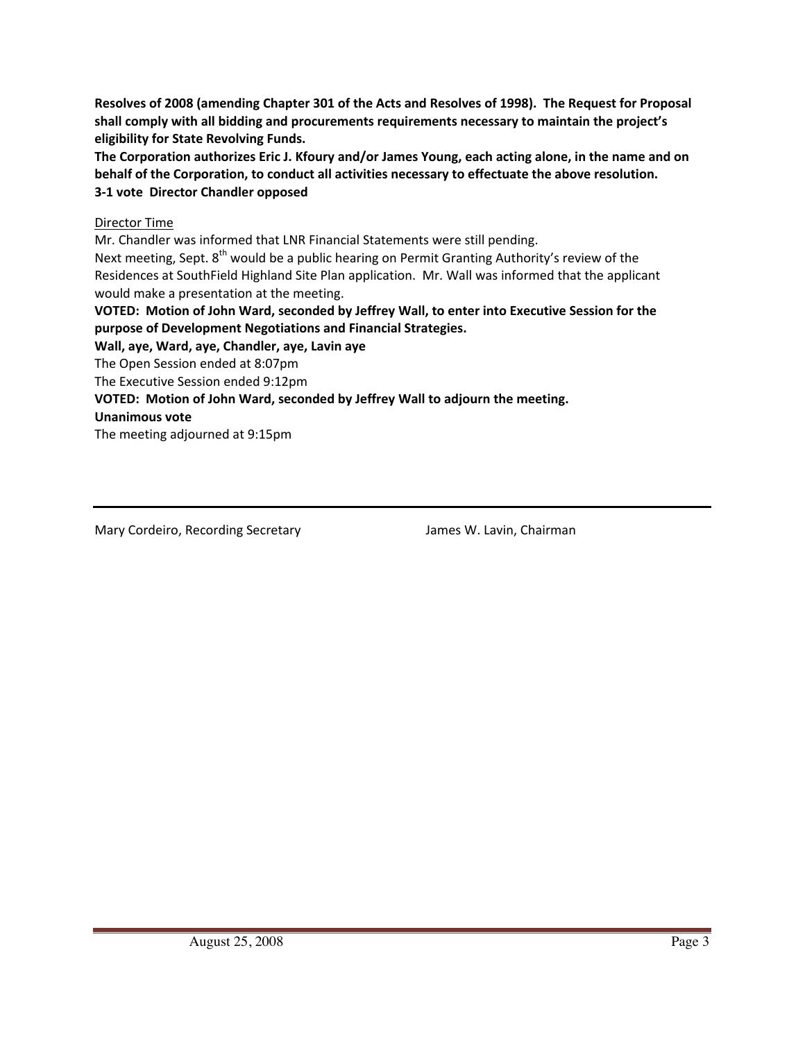**Resolves of 2008 (amending Chapter 301 of the Acts and Resolves of 1998). The Request for Proposal shall comply with all bidding and procurements requirements necessary to maintain the project's eligibility for State Revolving Funds.**
**The Corporation authorizes Eric J. Kfoury and/or James Young, each acting alone, in the name and on behalf of the Corporation, to conduct all activities necessary to effectuate the above resolution.**
**3-1 vote Director Chandler opposed**

Director Time
Mr. Chandler was informed that LNR Financial Statements were still pending.
Next meeting, Sept. 8th would be a public hearing on Permit Granting Authority's review of the Residences at SouthField Highland Site Plan application. Mr. Wall was informed that the applicant would make a presentation at the meeting.
**VOTED: Motion of John Ward, seconded by Jeffrey Wall, to enter into Executive Session for the purpose of Development Negotiations and Financial Strategies.**
**Wall, aye, Ward, aye, Chandler, aye, Lavin aye**
The Open Session ended at 8:07pm
The Executive Session ended 9:12pm
**VOTED: Motion of John Ward, seconded by Jeffrey Wall to adjourn the meeting.**
**Unanimous vote**
The meeting adjourned at 9:15pm

---

Mary Cordeiro, Recording Secretary James W. Lavin, Chairman